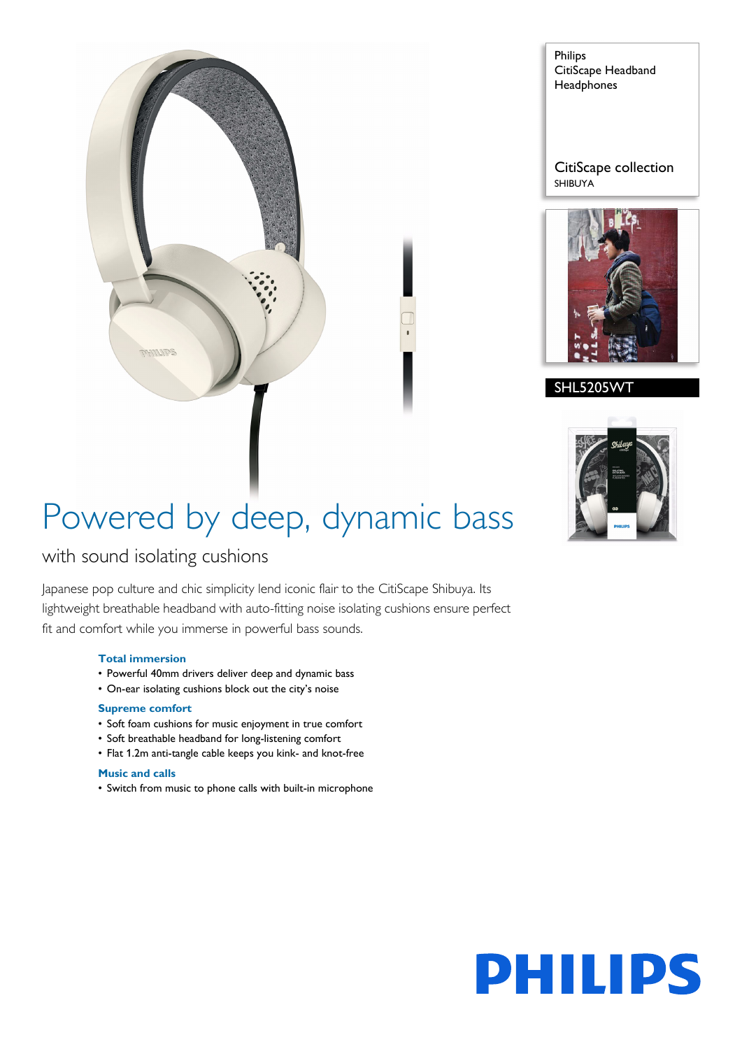Philips
CitiScape Headband Headphones

CitiScape collection
SHIBUYA

SHL5205WT

# Powered by deep, dynamic bass

## with sound isolating cushions

Japanese pop culture and chic simplicity lend iconic flair to the CitiScape Shibuya. Its lightweight breathable headband with auto-fitting noise isolating cushions ensure perfect fit and comfort while you immerse in powerful bass sounds.

**Total immersion**

- Powerful 40mm drivers deliver deep and dynamic bass
- On-ear isolating cushions block out the city's noise

**Supreme comfort**

- Soft foam cushions for music enjoyment in true comfort
- Soft breathable headband for long-listening comfort
- Flat 1.2m anti-tangle cable keeps you kink- and knot-free

**Music and calls**

- Switch from music to phone calls with built-in microphone

PHILIPS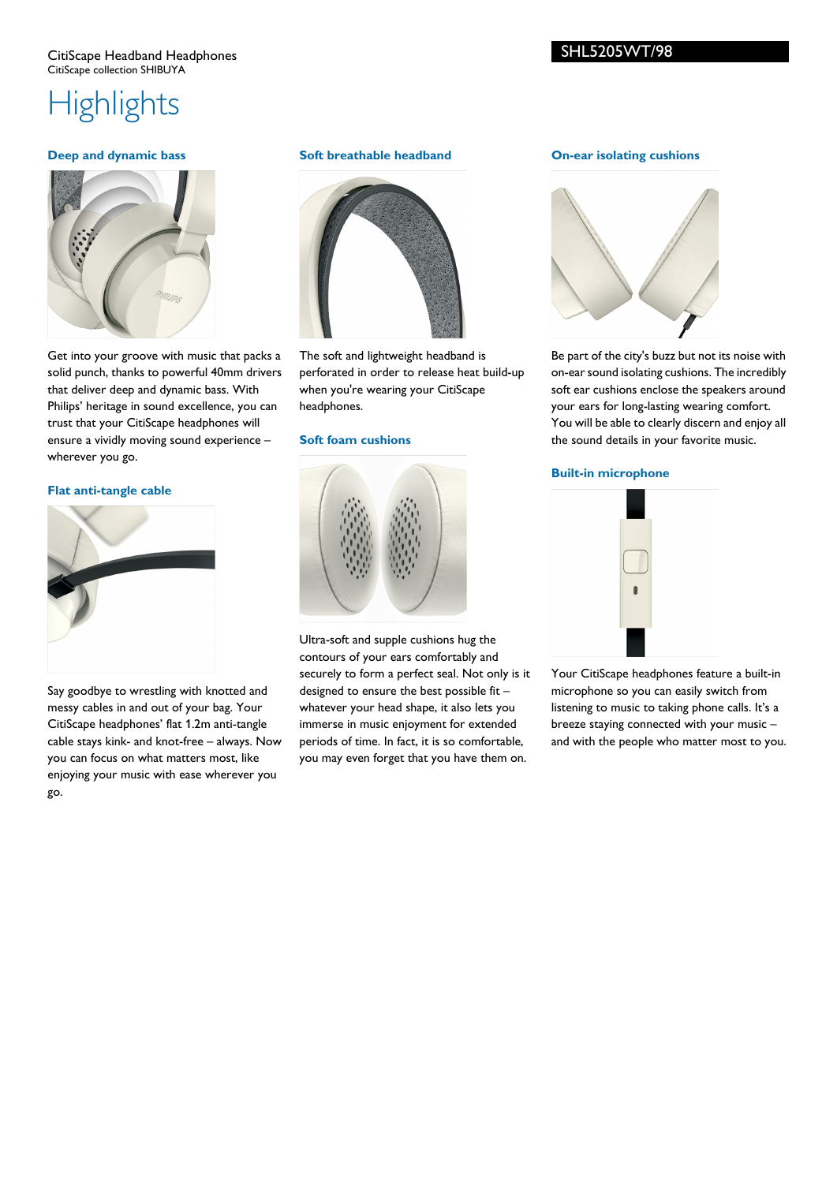CitiScape Headband Headphones
CitiScape collection SHIBUYA

SHL5205WT/98

# Highlights

### Deep and dynamic bass

Get into your groove with music that packs a solid punch, thanks to powerful 40mm drivers that deliver deep and dynamic bass. With Philips' heritage in sound excellence, you can trust that your CitiScape headphones will ensure a vividly moving sound experience – wherever you go.

### Flat anti-tangle cable

Say goodbye to wrestling with knotted and messy cables in and out of your bag. Your CitiScape headphones' flat 1.2m anti-tangle cable stays kink- and knot-free – always. Now you can focus on what matters most, like enjoying your music with ease wherever you go.

### Soft breathable headband

The soft and lightweight headband is perforated in order to release heat build-up when you're wearing your CitiScape headphones.

### Soft foam cushions

Ultra-soft and supple cushions hug the contours of your ears comfortably and securely to form a perfect seal. Not only is it designed to ensure the best possible fit – whatever your head shape, it also lets you immerse in music enjoyment for extended periods of time. In fact, it is so comfortable, you may even forget that you have them on.

### On-ear isolating cushions

Be part of the city's buzz but not its noise with on-ear sound isolating cushions. The incredibly soft ear cushions enclose the speakers around your ears for long-lasting wearing comfort. You will be able to clearly discern and enjoy all the sound details in your favorite music.

### Built-in microphone

Your CitiScape headphones feature a built-in microphone so you can easily switch from listening to music to taking phone calls. It's a breeze staying connected with your music – and with the people who matter most to you.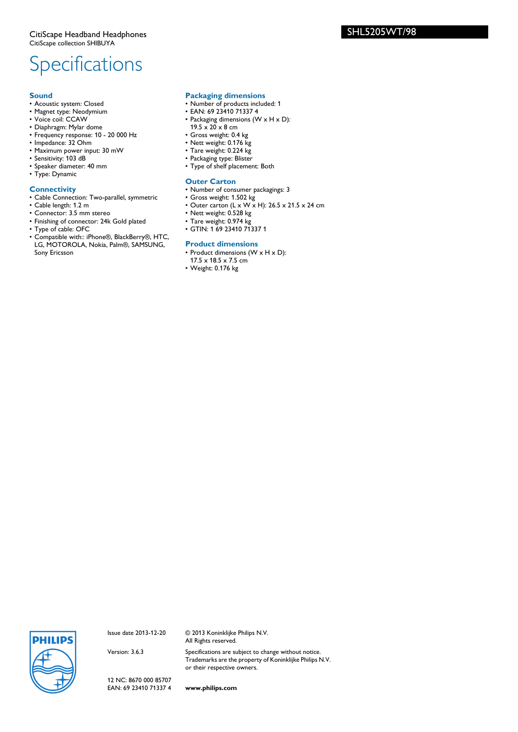CitiScape Headband Headphones
CitiScape collection SHIBUYA

SHL5205WT/98

# Specifications

### Sound

- Acoustic system: Closed
- Magnet type: Neodymium
- Voice coil: CCAW
- Diaphragm: Mylar dome
- Frequency response: 10 - 20 000 Hz
- Impedance: 32 Ohm
- Maximum power input: 30 mW
- Sensitivity: 103 dB
- Speaker diameter: 40 mm
- Type: Dynamic

### Connectivity

- Cable Connection: Two-parallel, symmetric
- Cable length: 1.2 m
- Connector: 3.5 mm stereo
- Finishing of connector: 24k Gold plated
- Type of cable: OFC
- Compatible with:: iPhone®, BlackBerry®, HTC, LG, MOTOROLA, Nokia, Palm®, SAMSUNG, Sony Ericsson

### Packaging dimensions

- Number of products included: 1
- EAN: 69 23410 71337 4
- Packaging dimensions (W x H x D): 19.5 x 20 x 8 cm
- Gross weight: 0.4 kg
- Nett weight: 0.176 kg
- Tare weight: 0.224 kg
- Packaging type: Blister
- Type of shelf placement: Both

### Outer Carton

- Number of consumer packagings: 3
- Gross weight: 1.502 kg
- Outer carton (L x W x H): 26.5 x 21.5 x 24 cm
- Nett weight: 0.528 kg
- Tare weight: 0.974 kg
- GTIN: 1 69 23410 71337 1

### Product dimensions

- Product dimensions (W x H x D): 17.5 x 18.5 x 7.5 cm
- Weight: 0.176 kg

Issue date 2013-12-20

Version: 3.6.3

12 NC: 8670 000 85707
EAN: 69 23410 71337 4

© 2013 Koninklijke Philips N.V.
All Rights reserved.

Specifications are subject to change without notice. Trademarks are the property of Koninklijke Philips N.V. or their respective owners.

**www.philips.com**